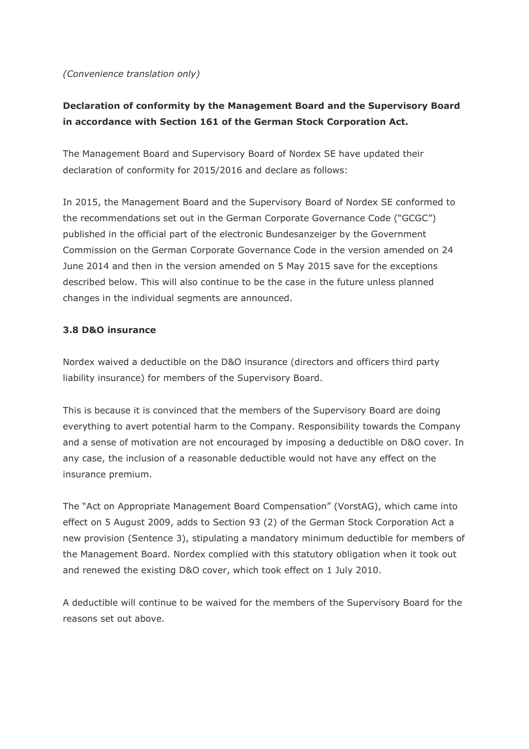*(Convenience translation only)*

**Declaration of conformity by the Management Board and the Supervisory Board in accordance with Section 161 of the German Stock Corporation Act.**

The Management Board and Supervisory Board of Nordex SE have updated their declaration of conformity for 2015/2016 and declare as follows:

In 2015, the Management Board and the Supervisory Board of Nordex SE conformed to the recommendations set out in the German Corporate Governance Code ("GCGC") published in the official part of the electronic Bundesanzeiger by the Government Commission on the German Corporate Governance Code in the version amended on 24 June 2014 and then in the version amended on 5 May 2015 save for the exceptions described below. This will also continue to be the case in the future unless planned changes in the individual segments are announced.

### 3.8 D&O insurance

Nordex waived a deductible on the D&O insurance (directors and officers third party liability insurance) for members of the Supervisory Board.

This is because it is convinced that the members of the Supervisory Board are doing everything to avert potential harm to the Company. Responsibility towards the Company and a sense of motivation are not encouraged by imposing a deductible on D&O cover. In any case, the inclusion of a reasonable deductible would not have any effect on the insurance premium.

The "Act on Appropriate Management Board Compensation" (VorstAG), which came into effect on 5 August 2009, adds to Section 93 (2) of the German Stock Corporation Act a new provision (Sentence 3), stipulating a mandatory minimum deductible for members of the Management Board. Nordex complied with this statutory obligation when it took out and renewed the existing D&O cover, which took effect on 1 July 2010.

A deductible will continue to be waived for the members of the Supervisory Board for the reasons set out above.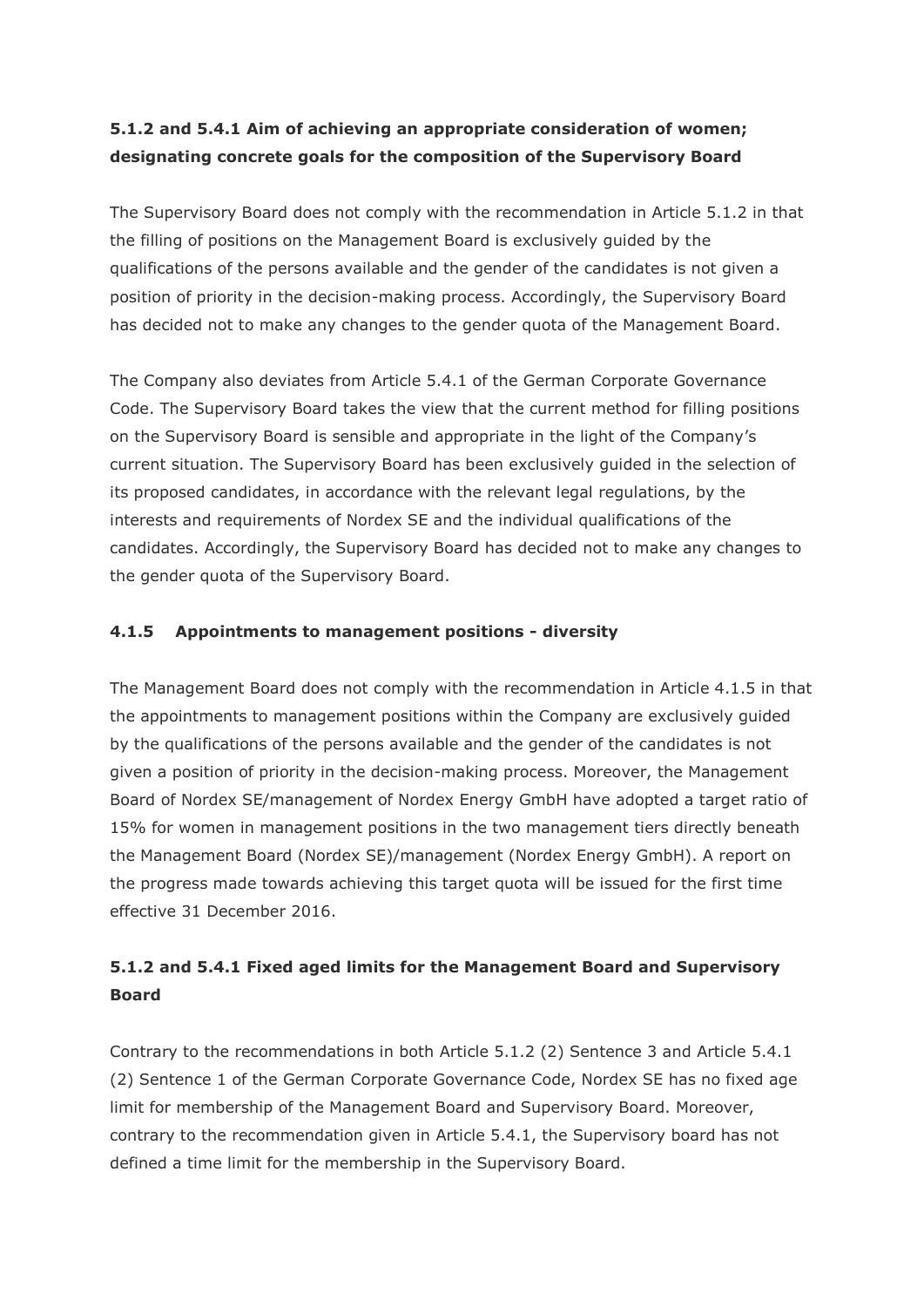### 5.1.2 and 5.4.1 Aim of achieving an appropriate consideration of women; designating concrete goals for the composition of the Supervisory Board

The Supervisory Board does not comply with the recommendation in Article 5.1.2 in that the filling of positions on the Management Board is exclusively guided by the qualifications of the persons available and the gender of the candidates is not given a position of priority in the decision-making process. Accordingly, the Supervisory Board has decided not to make any changes to the gender quota of the Management Board.

The Company also deviates from Article 5.4.1 of the German Corporate Governance Code. The Supervisory Board takes the view that the current method for filling positions on the Supervisory Board is sensible and appropriate in the light of the Company's current situation. The Supervisory Board has been exclusively guided in the selection of its proposed candidates, in accordance with the relevant legal regulations, by the interests and requirements of Nordex SE and the individual qualifications of the candidates. Accordingly, the Supervisory Board has decided not to make any changes to the gender quota of the Supervisory Board.

### 4.1.5 Appointments to management positions - diversity

The Management Board does not comply with the recommendation in Article 4.1.5 in that the appointments to management positions within the Company are exclusively guided by the qualifications of the persons available and the gender of the candidates is not given a position of priority in the decision-making process. Moreover, the Management Board of Nordex SE/management of Nordex Energy GmbH have adopted a target ratio of 15% for women in management positions in the two management tiers directly beneath the Management Board (Nordex SE)/management (Nordex Energy GmbH). A report on the progress made towards achieving this target quota will be issued for the first time effective 31 December 2016.

### 5.1.2 and 5.4.1 Fixed aged limits for the Management Board and Supervisory Board

Contrary to the recommendations in both Article 5.1.2 (2) Sentence 3 and Article 5.4.1 (2) Sentence 1 of the German Corporate Governance Code, Nordex SE has no fixed age limit for membership of the Management Board and Supervisory Board. Moreover, contrary to the recommendation given in Article 5.4.1, the Supervisory board has not defined a time limit for the membership in the Supervisory Board.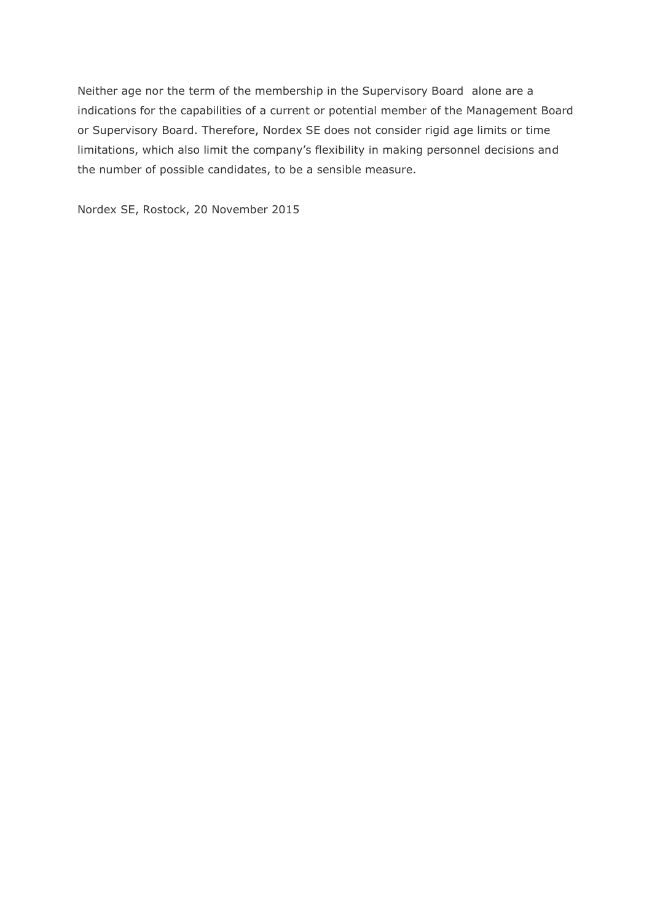Neither age nor the term of the membership in the Supervisory Board alone are a indications for the capabilities of a current or potential member of the Management Board or Supervisory Board. Therefore, Nordex SE does not consider rigid age limits or time limitations, which also limit the company's flexibility in making personnel decisions and the number of possible candidates, to be a sensible measure.

Nordex SE, Rostock, 20 November 2015